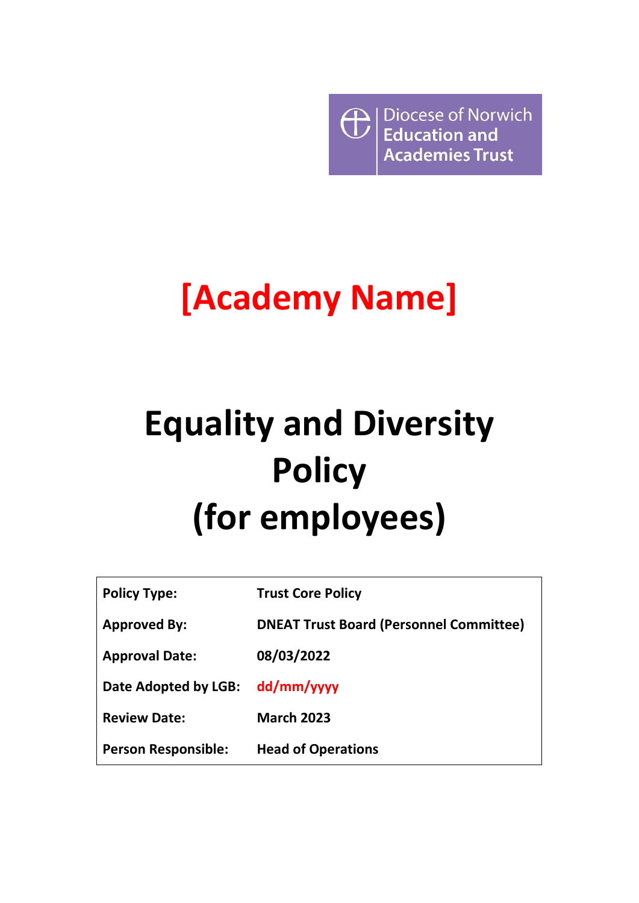Diocese of Norwich
Education and
Academies Trust

# [Academy Name]

# Equality and Diversity Policy (for employees)

| Policy Type: | Trust Core Policy |
|---|---|
| Approved By: | DNEAT Trust Board (Personnel Committee) |
| Approval Date: | 08/03/2022 |
| Date Adopted by LGB: | dd/mm/yyyy |
| Review Date: | March 2023 |
| Person Responsible: | Head of Operations |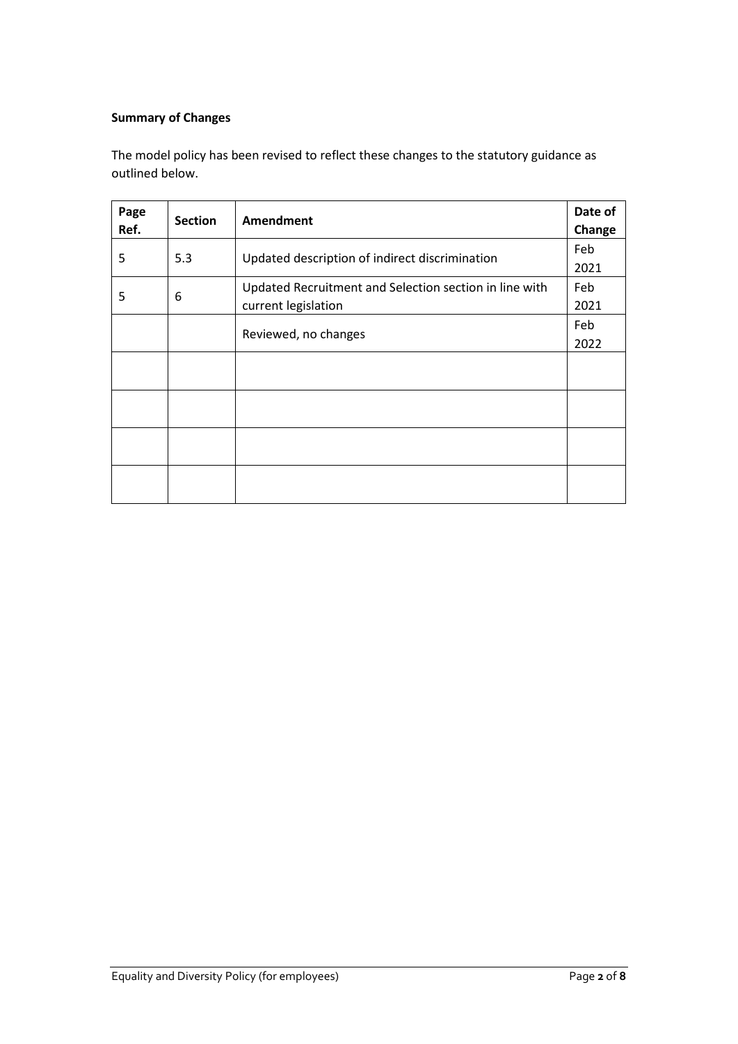**Summary of Changes**

The model policy has been revised to reflect these changes to the statutory guidance as outlined below.

| Page Ref. | Section | Amendment | Date of Change |
|---|---|---|---|
| 5 | 5.3 | Updated description of indirect discrimination | Feb 2021 |
| 5 | 6 | Updated Recruitment and Selection section in line with current legislation | Feb 2021 |
| | | Reviewed, no changes | Feb 2022 |
| | | | |
| | | | |
| | | | |
| | | | |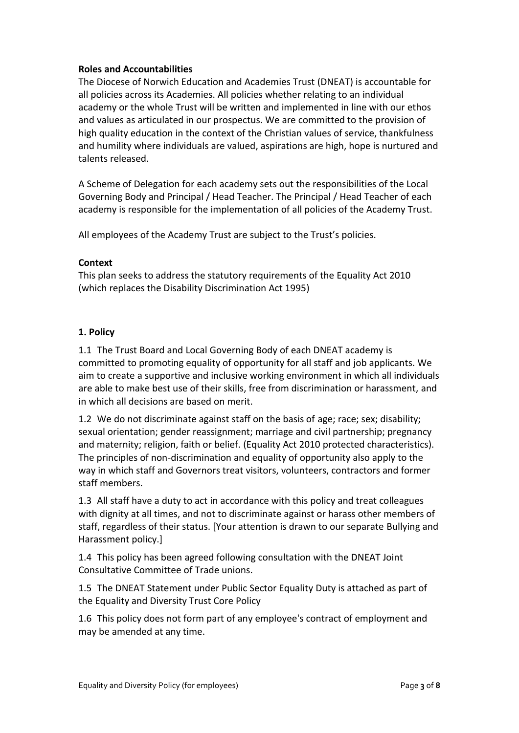**Roles and Accountabilities**

The Diocese of Norwich Education and Academies Trust (DNEAT) is accountable for all policies across its Academies. All policies whether relating to an individual academy or the whole Trust will be written and implemented in line with our ethos and values as articulated in our prospectus. We are committed to the provision of high quality education in the context of the Christian values of service, thankfulness and humility where individuals are valued, aspirations are high, hope is nurtured and talents released.

A Scheme of Delegation for each academy sets out the responsibilities of the Local Governing Body and Principal / Head Teacher. The Principal / Head Teacher of each academy is responsible for the implementation of all policies of the Academy Trust.

All employees of the Academy Trust are subject to the Trust's policies.

**Context**

This plan seeks to address the statutory requirements of the Equality Act 2010 (which replaces the Disability Discrimination Act 1995)

**1. Policy**

1.1 The Trust Board and Local Governing Body of each DNEAT academy is committed to promoting equality of opportunity for all staff and job applicants. We aim to create a supportive and inclusive working environment in which all individuals are able to make best use of their skills, free from discrimination or harassment, and in which all decisions are based on merit.

1.2 We do not discriminate against staff on the basis of age; race; sex; disability; sexual orientation; gender reassignment; marriage and civil partnership; pregnancy and maternity; religion, faith or belief. (Equality Act 2010 protected characteristics). The principles of non-discrimination and equality of opportunity also apply to the way in which staff and Governors treat visitors, volunteers, contractors and former staff members.

1.3 All staff have a duty to act in accordance with this policy and treat colleagues with dignity at all times, and not to discriminate against or harass other members of staff, regardless of their status. [Your attention is drawn to our separate Bullying and Harassment policy.]

1.4 This policy has been agreed following consultation with the DNEAT Joint Consultative Committee of Trade unions.

1.5 The DNEAT Statement under Public Sector Equality Duty is attached as part of the Equality and Diversity Trust Core Policy

1.6 This policy does not form part of any employee's contract of employment and may be amended at any time.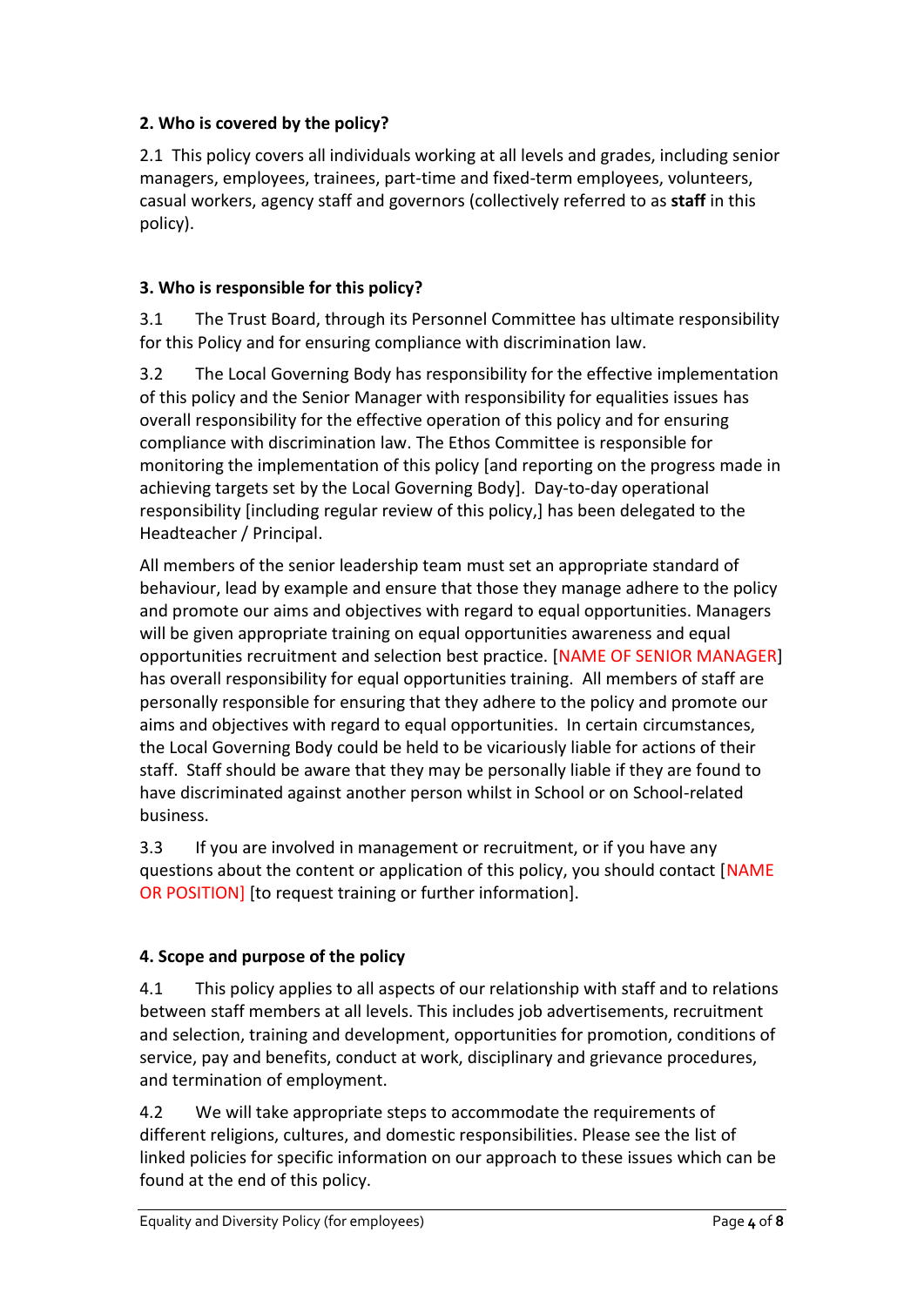**2. Who is covered by the policy?**

2.1 This policy covers all individuals working at all levels and grades, including senior managers, employees, trainees, part-time and fixed-term employees, volunteers, casual workers, agency staff and governors (collectively referred to as **staff** in this policy).

**3. Who is responsible for this policy?**

3.1 The Trust Board, through its Personnel Committee has ultimate responsibility for this Policy and for ensuring compliance with discrimination law.

3.2 The Local Governing Body has responsibility for the effective implementation of this policy and the Senior Manager with responsibility for equalities issues has overall responsibility for the effective operation of this policy and for ensuring compliance with discrimination law. The Ethos Committee is responsible for monitoring the implementation of this policy [and reporting on the progress made in achieving targets set by the Local Governing Body]. Day-to-day operational responsibility [including regular review of this policy,] has been delegated to the Headteacher / Principal.

All members of the senior leadership team must set an appropriate standard of behaviour, lead by example and ensure that those they manage adhere to the policy and promote our aims and objectives with regard to equal opportunities. Managers will be given appropriate training on equal opportunities awareness and equal opportunities recruitment and selection best practice. [NAME OF SENIOR MANAGER] has overall responsibility for equal opportunities training. All members of staff are personally responsible for ensuring that they adhere to the policy and promote our aims and objectives with regard to equal opportunities. In certain circumstances, the Local Governing Body could be held to be vicariously liable for actions of their staff. Staff should be aware that they may be personally liable if they are found to have discriminated against another person whilst in School or on School-related business.

3.3 If you are involved in management or recruitment, or if you have any questions about the content or application of this policy, you should contact [NAME OR POSITION] [to request training or further information].

**4. Scope and purpose of the policy**

4.1 This policy applies to all aspects of our relationship with staff and to relations between staff members at all levels. This includes job advertisements, recruitment and selection, training and development, opportunities for promotion, conditions of service, pay and benefits, conduct at work, disciplinary and grievance procedures, and termination of employment.

4.2 We will take appropriate steps to accommodate the requirements of different religions, cultures, and domestic responsibilities. Please see the list of linked policies for specific information on our approach to these issues which can be found at the end of this policy.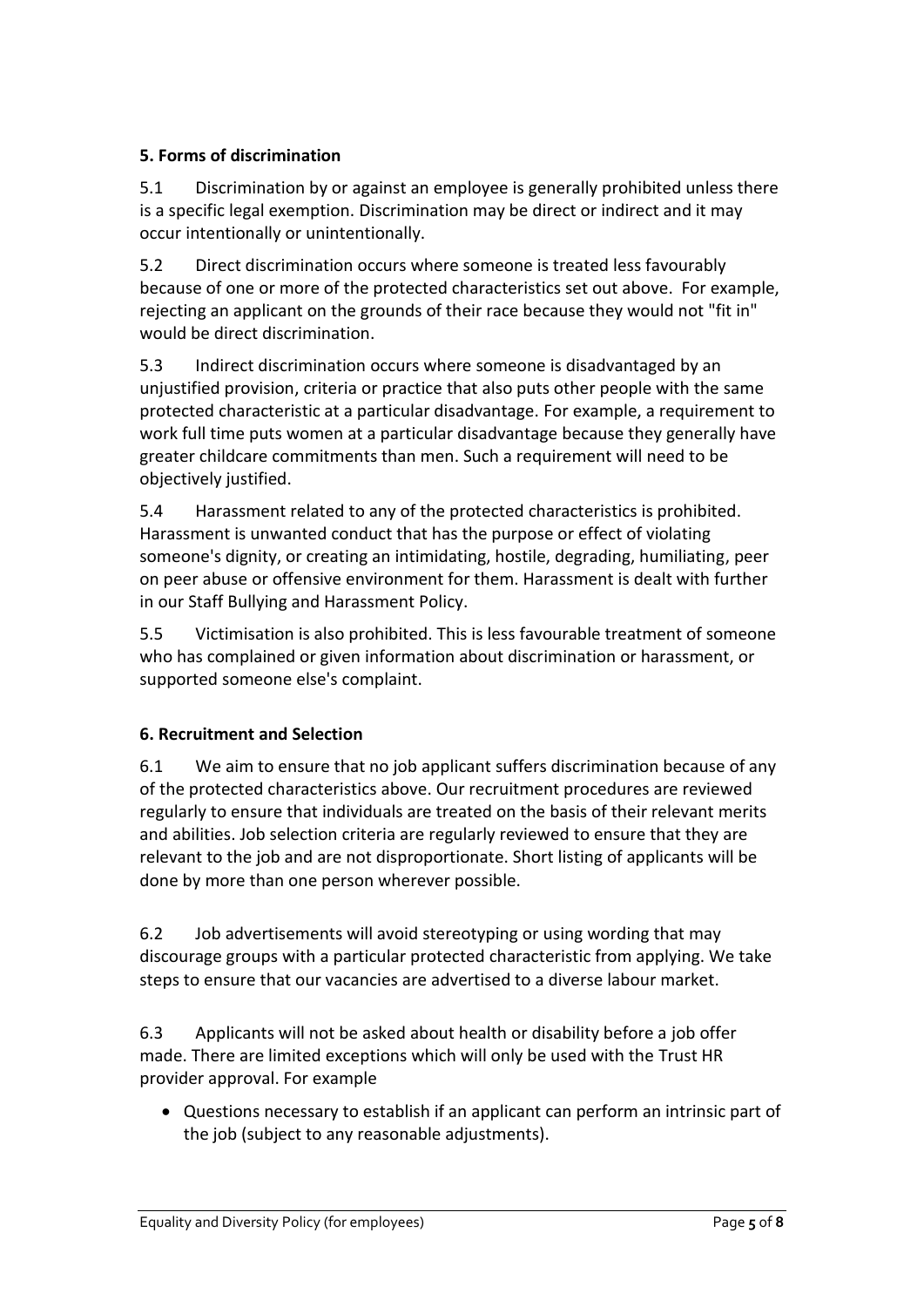## 5. Forms of discrimination

5.1 Discrimination by or against an employee is generally prohibited unless there is a specific legal exemption. Discrimination may be direct or indirect and it may occur intentionally or unintentionally.

5.2 Direct discrimination occurs where someone is treated less favourably because of one or more of the protected characteristics set out above. For example, rejecting an applicant on the grounds of their race because they would not "fit in" would be direct discrimination.

5.3 Indirect discrimination occurs where someone is disadvantaged by an unjustified provision, criteria or practice that also puts other people with the same protected characteristic at a particular disadvantage. For example, a requirement to work full time puts women at a particular disadvantage because they generally have greater childcare commitments than men. Such a requirement will need to be objectively justified.

5.4 Harassment related to any of the protected characteristics is prohibited. Harassment is unwanted conduct that has the purpose or effect of violating someone's dignity, or creating an intimidating, hostile, degrading, humiliating, peer on peer abuse or offensive environment for them. Harassment is dealt with further in our Staff Bullying and Harassment Policy.

5.5 Victimisation is also prohibited. This is less favourable treatment of someone who has complained or given information about discrimination or harassment, or supported someone else's complaint.

## 6. Recruitment and Selection

6.1 We aim to ensure that no job applicant suffers discrimination because of any of the protected characteristics above. Our recruitment procedures are reviewed regularly to ensure that individuals are treated on the basis of their relevant merits and abilities. Job selection criteria are regularly reviewed to ensure that they are relevant to the job and are not disproportionate. Short listing of applicants will be done by more than one person wherever possible.

6.2 Job advertisements will avoid stereotyping or using wording that may discourage groups with a particular protected characteristic from applying. We take steps to ensure that our vacancies are advertised to a diverse labour market.

6.3 Applicants will not be asked about health or disability before a job offer made. There are limited exceptions which will only be used with the Trust HR provider approval. For example

- Questions necessary to establish if an applicant can perform an intrinsic part of the job (subject to any reasonable adjustments).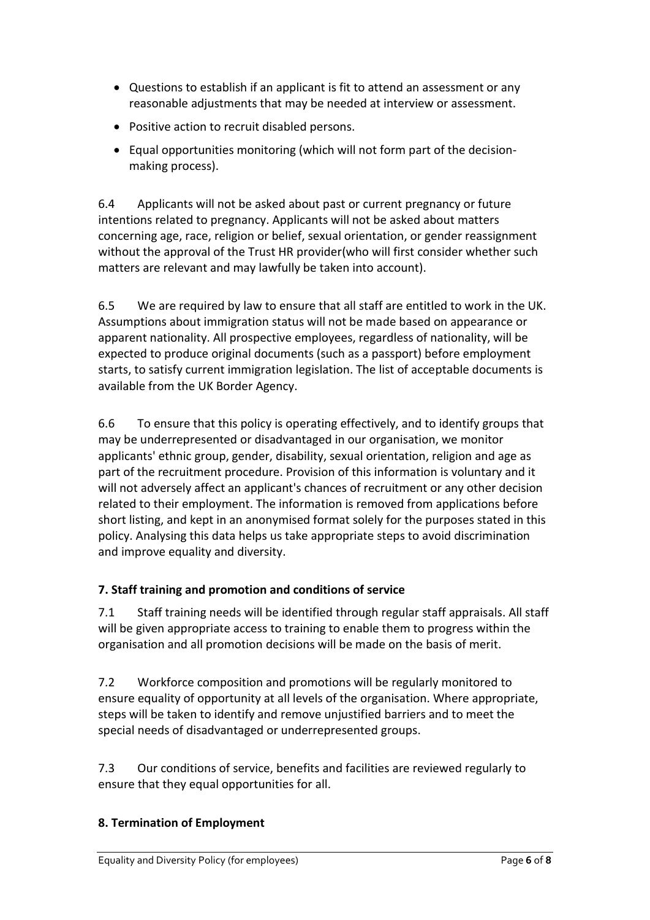- Questions to establish if an applicant is fit to attend an assessment or any reasonable adjustments that may be needed at interview or assessment.
- Positive action to recruit disabled persons.
- Equal opportunities monitoring (which will not form part of the decision-making process).

6.4 Applicants will not be asked about past or current pregnancy or future intentions related to pregnancy. Applicants will not be asked about matters concerning age, race, religion or belief, sexual orientation, or gender reassignment without the approval of the Trust HR provider(who will first consider whether such matters are relevant and may lawfully be taken into account).

6.5 We are required by law to ensure that all staff are entitled to work in the UK. Assumptions about immigration status will not be made based on appearance or apparent nationality. All prospective employees, regardless of nationality, will be expected to produce original documents (such as a passport) before employment starts, to satisfy current immigration legislation. The list of acceptable documents is available from the UK Border Agency.

6.6 To ensure that this policy is operating effectively, and to identify groups that may be underrepresented or disadvantaged in our organisation, we monitor applicants' ethnic group, gender, disability, sexual orientation, religion and age as part of the recruitment procedure. Provision of this information is voluntary and it will not adversely affect an applicant's chances of recruitment or any other decision related to their employment. The information is removed from applications before short listing, and kept in an anonymised format solely for the purposes stated in this policy. Analysing this data helps us take appropriate steps to avoid discrimination and improve equality and diversity.

**7. Staff training and promotion and conditions of service**

7.1 Staff training needs will be identified through regular staff appraisals. All staff will be given appropriate access to training to enable them to progress within the organisation and all promotion decisions will be made on the basis of merit.

7.2 Workforce composition and promotions will be regularly monitored to ensure equality of opportunity at all levels of the organisation. Where appropriate, steps will be taken to identify and remove unjustified barriers and to meet the special needs of disadvantaged or underrepresented groups.

7.3 Our conditions of service, benefits and facilities are reviewed regularly to ensure that they equal opportunities for all.

**8. Termination of Employment**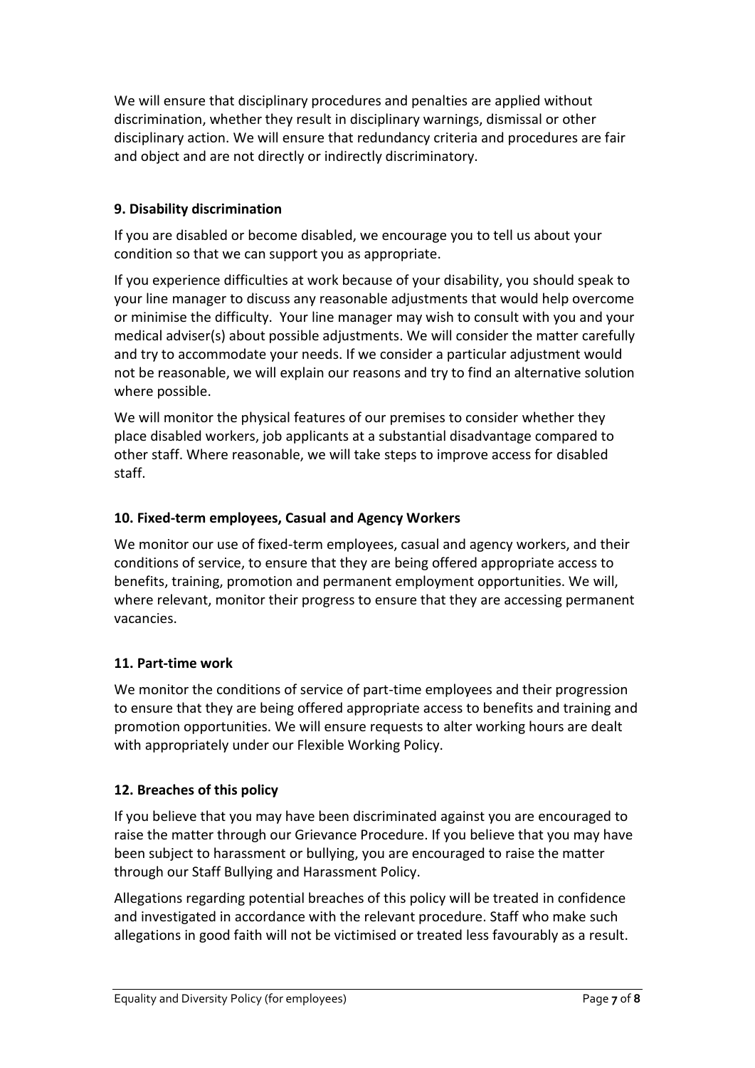We will ensure that disciplinary procedures and penalties are applied without discrimination, whether they result in disciplinary warnings, dismissal or other disciplinary action. We will ensure that redundancy criteria and procedures are fair and object and are not directly or indirectly discriminatory.

**9. Disability discrimination**

If you are disabled or become disabled, we encourage you to tell us about your condition so that we can support you as appropriate.

If you experience difficulties at work because of your disability, you should speak to your line manager to discuss any reasonable adjustments that would help overcome or minimise the difficulty. Your line manager may wish to consult with you and your medical adviser(s) about possible adjustments. We will consider the matter carefully and try to accommodate your needs. If we consider a particular adjustment would not be reasonable, we will explain our reasons and try to find an alternative solution where possible.

We will monitor the physical features of our premises to consider whether they place disabled workers, job applicants at a substantial disadvantage compared to other staff. Where reasonable, we will take steps to improve access for disabled staff.

**10. Fixed-term employees, Casual and Agency Workers**

We monitor our use of fixed-term employees, casual and agency workers, and their conditions of service, to ensure that they are being offered appropriate access to benefits, training, promotion and permanent employment opportunities. We will, where relevant, monitor their progress to ensure that they are accessing permanent vacancies.

**11. Part-time work**

We monitor the conditions of service of part-time employees and their progression to ensure that they are being offered appropriate access to benefits and training and promotion opportunities. We will ensure requests to alter working hours are dealt with appropriately under our Flexible Working Policy.

**12. Breaches of this policy**

If you believe that you may have been discriminated against you are encouraged to raise the matter through our Grievance Procedure. If you believe that you may have been subject to harassment or bullying, you are encouraged to raise the matter through our Staff Bullying and Harassment Policy.

Allegations regarding potential breaches of this policy will be treated in confidence and investigated in accordance with the relevant procedure. Staff who make such allegations in good faith will not be victimised or treated less favourably as a result.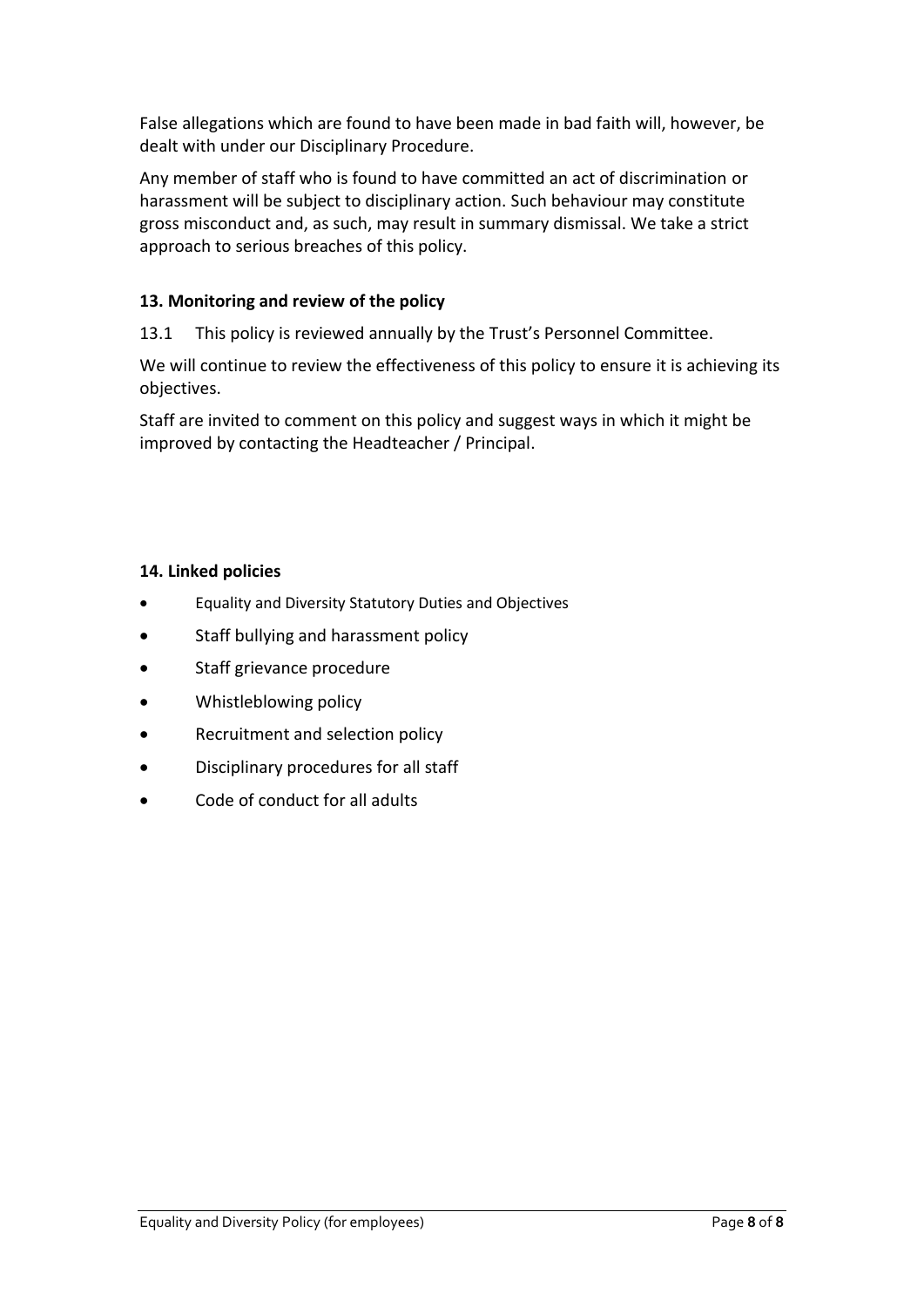False allegations which are found to have been made in bad faith will, however, be dealt with under our Disciplinary Procedure.

Any member of staff who is found to have committed an act of discrimination or harassment will be subject to disciplinary action. Such behaviour may constitute gross misconduct and, as such, may result in summary dismissal. We take a strict approach to serious breaches of this policy.

**13. Monitoring and review of the policy**

13.1 This policy is reviewed annually by the Trust's Personnel Committee.

We will continue to review the effectiveness of this policy to ensure it is achieving its objectives.

Staff are invited to comment on this policy and suggest ways in which it might be improved by contacting the Headteacher / Principal.

**14. Linked policies**

- Equality and Diversity Statutory Duties and Objectives
- Staff bullying and harassment policy
- Staff grievance procedure
- Whistleblowing policy
- Recruitment and selection policy
- Disciplinary procedures for all staff
- Code of conduct for all adults